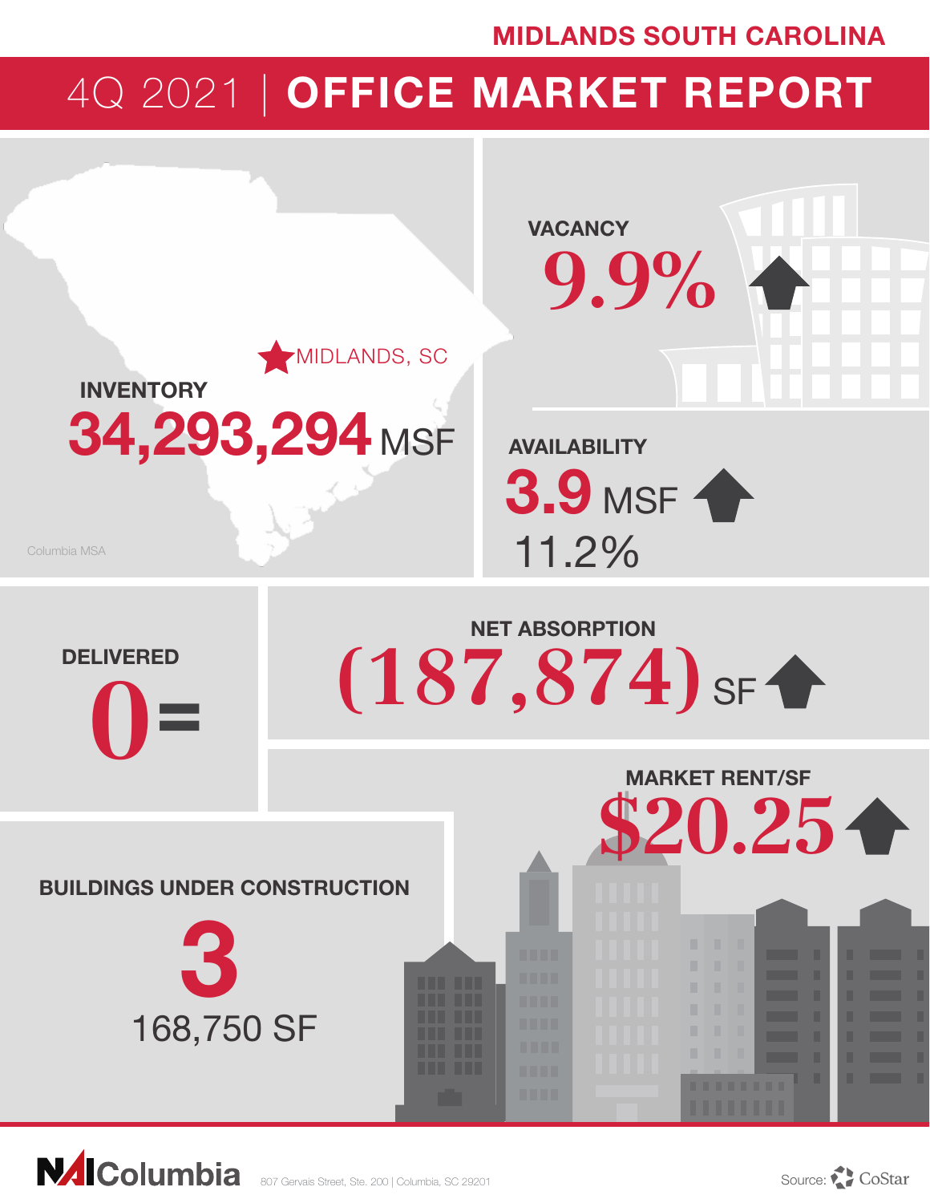MIDLANDS SOUTH CAROLINA

# 4Q 2021 | OFFICE MARKET REPORT

MIDLANDS, SC

**INVENTORY**

**34,293,294** MSF

Columbia MSA

**VACANCY**

**9.9%** ↑

**AVAILABILITY**

**3.9** MSF ↑

11.2%

**DELIVERED**

**0** =

**NET ABSORPTION**

**(187,874)** SF ↑

**MARKET RENT/SF**

**$20.25** ↑

**BUILDINGS UNDER CONSTRUCTION**

**3**

168,750 SF

NAI Columbia 807 Gervais Street, Ste. 200 | Columbia, SC 29201

Source: CoStar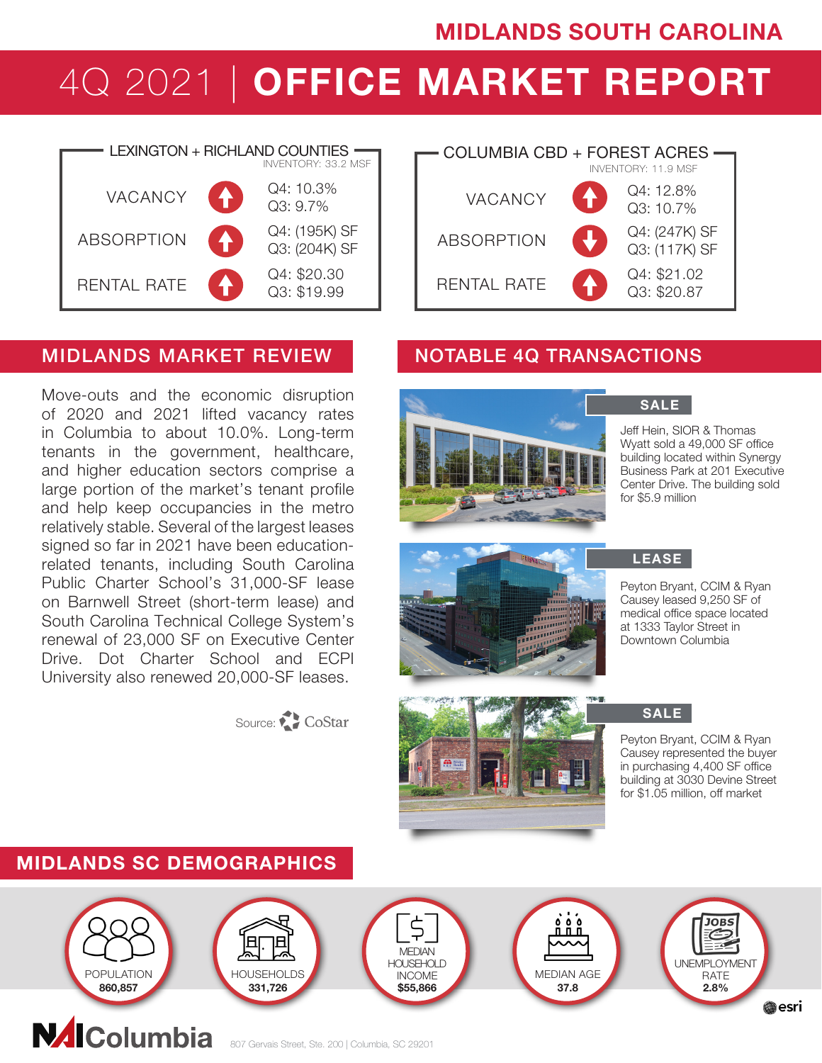MIDLANDS SOUTH CAROLINA

# 4Q 2021 | OFFICE MARKET REPORT

## LEXINGTON + RICHLAND COUNTIES

INVENTORY: 33.2 MSF

| | Trend | Values |
|---|---|---|
| VACANCY | ↑ | Q4: 10.3%<br>Q3: 9.7% |
| ABSORPTION | ↑ | Q4: (195K) SF<br>Q3: (204K) SF |
| RENTAL RATE | ↑ | Q4: $20.30<br>Q3: $19.99 |

## COLUMBIA CBD + FOREST ACRES

INVENTORY: 11.9 MSF

| | Trend | Values |
|---|---|---|
| VACANCY | ↑ | Q4: 12.8%<br>Q3: 10.7% |
| ABSORPTION | ↓ | Q4: (247K) SF<br>Q3: (117K) SF |
| RENTAL RATE | ↑ | Q4: $21.02<br>Q3: $20.87 |

## MIDLANDS MARKET REVIEW

Move-outs and the economic disruption of 2020 and 2021 lifted vacancy rates in Columbia to about 10.0%. Long-term tenants in the government, healthcare, and higher education sectors comprise a large portion of the market's tenant profile and help keep occupancies in the metro relatively stable. Several of the largest leases signed so far in 2021 have been education-related tenants, including South Carolina Public Charter School's 31,000-SF lease on Barnwell Street (short-term lease) and South Carolina Technical College System's renewal of 23,000 SF on Executive Center Drive. Dot Charter School and ECPI University also renewed 20,000-SF leases.

Source: CoStar

## NOTABLE 4Q TRANSACTIONS

**SALE**

Jeff Hein, SIOR & Thomas Wyatt sold a 49,000 SF office building located within Synergy Business Park at 201 Executive Center Drive. The building sold for $5.9 million

**LEASE**

Peyton Bryant, CCIM & Ryan Causey leased 9,250 SF of medical office space located at 1333 Taylor Street in Downtown Columbia

**SALE**

Peyton Bryant, CCIM & Ryan Causey represented the buyer in purchasing 4,400 SF office building at 3030 Devine Street for $1.05 million, off market

## MIDLANDS SC DEMOGRAPHICS

| POPULATION | HOUSEHOLDS | MEDIAN HOUSEHOLD INCOME | MEDIAN AGE | UNEMPLOYMENT RATE |
|---|---|---|---|---|
| 860,857 | 331,726 | $55,866 | 37.8 | 2.8% |

esri

NAI Columbia

807 Gervais Street, Ste. 200 | Columbia, SC 29201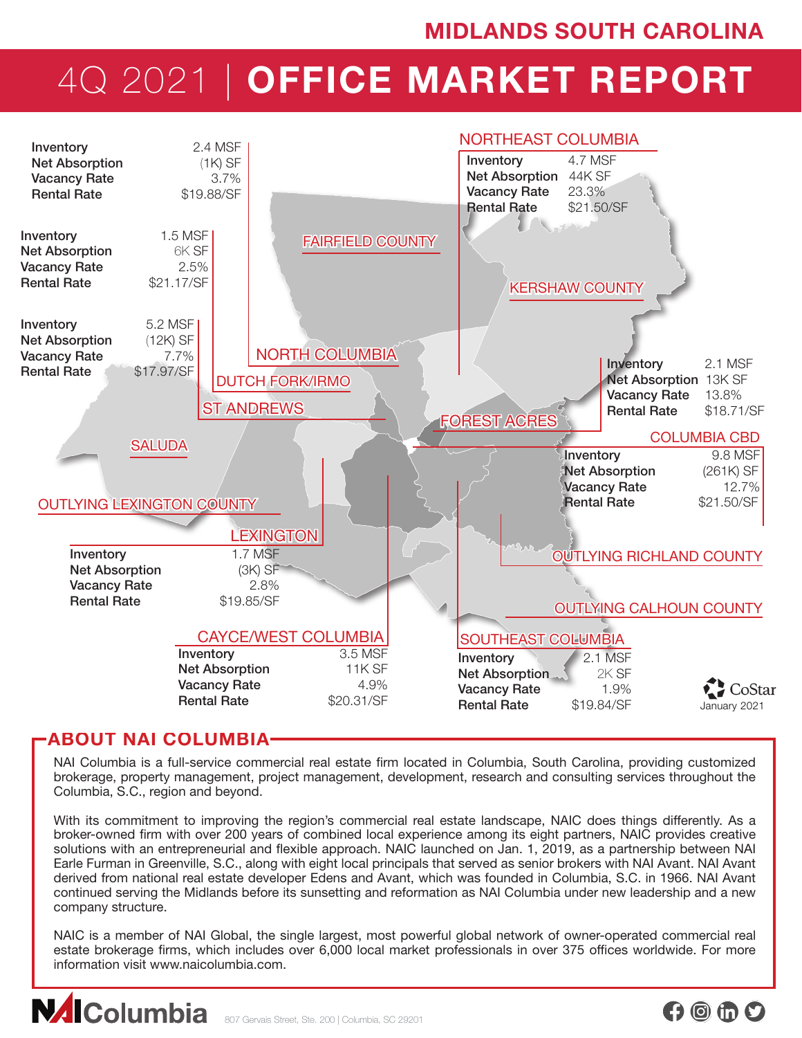MIDLANDS SOUTH CAROLINA

# 4Q 2021 | OFFICE MARKET REPORT

### FAIRFIELD COUNTY

| | |
|---|---|
| Inventory | 2.4 MSF |
| Net Absorption | (1K) SF |
| Vacancy Rate | 3.7% |
| Rental Rate | $19.88/SF |

### NORTH COLUMBIA

| | |
|---|---|
| Inventory | 1.5 MSF |
| Net Absorption | 6K SF |
| Vacancy Rate | 2.5% |
| Rental Rate | $21.17/SF |

### DUTCH FORK/IRMO

| | |
|---|---|
| Inventory | 5.2 MSF |
| Net Absorption | (12K) SF |
| Vacancy Rate | 7.7% |
| Rental Rate | $17.97/SF |

### NORTHEAST COLUMBIA

| | |
|---|---|
| Inventory | 4.7 MSF |
| Net Absorption | 44K SF |
| Vacancy Rate | 23.3% |
| Rental Rate | $21.50/SF |

### KERSHAW COUNTY

### FOREST ACRES

| | |
|---|---|
| Inventory | 2.1 MSF |
| Net Absorption | 13K SF |
| Vacancy Rate | 13.8% |
| Rental Rate | $18.71/SF |

### ST ANDREWS

### SALUDA

### OUTLYING LEXINGTON COUNTY

### COLUMBIA CBD

| | |
|---|---|
| Inventory | 9.8 MSF |
| Net Absorption | (261K) SF |
| Vacancy Rate | 12.7% |
| Rental Rate | $21.50/SF |

### LEXINGTON

| | |
|---|---|
| Inventory | 1.7 MSF |
| Net Absorption | (3K) SF |
| Vacancy Rate | 2.8% |
| Rental Rate | $19.85/SF |

### OUTLYING RICHLAND COUNTY

### OUTLYING CALHOUN COUNTY

### CAYCE/WEST COLUMBIA

| | |
|---|---|
| Inventory | 3.5 MSF |
| Net Absorption | 11K SF |
| Vacancy Rate | 4.9% |
| Rental Rate | $20.31/SF |

### SOUTHEAST COLUMBIA

| | |
|---|---|
| Inventory | 2.1 MSF |
| Net Absorption | 2K SF |
| Vacancy Rate | 1.9% |
| Rental Rate | $19.84/SF |

CoStar
January 2021

## ABOUT NAI COLUMBIA

NAI Columbia is a full-service commercial real estate firm located in Columbia, South Carolina, providing customized brokerage, property management, project management, development, research and consulting services throughout the Columbia, S.C., region and beyond.

With its commitment to improving the region's commercial real estate landscape, NAIC does things differently. As a broker-owned firm with over 200 years of combined local experience among its eight partners, NAIC provides creative solutions with an entrepreneurial and flexible approach. NAIC launched on Jan. 1, 2019, as a partnership between NAI Earle Furman in Greenville, S.C., along with eight local principals that served as senior brokers with NAI Avant. NAI Avant derived from national real estate developer Edens and Avant, which was founded in Columbia, S.C. in 1966. NAI Avant continued serving the Midlands before its sunsetting and reformation as NAI Columbia under new leadership and a new company structure.

NAIC is a member of NAI Global, the single largest, most powerful global network of owner-operated commercial real estate brokerage firms, which includes over 6,000 local market professionals in over 375 offices worldwide. For more information visit www.naicolumbia.com.

NAI Columbia 807 Gervais Street, Ste. 200 | Columbia, SC 29201